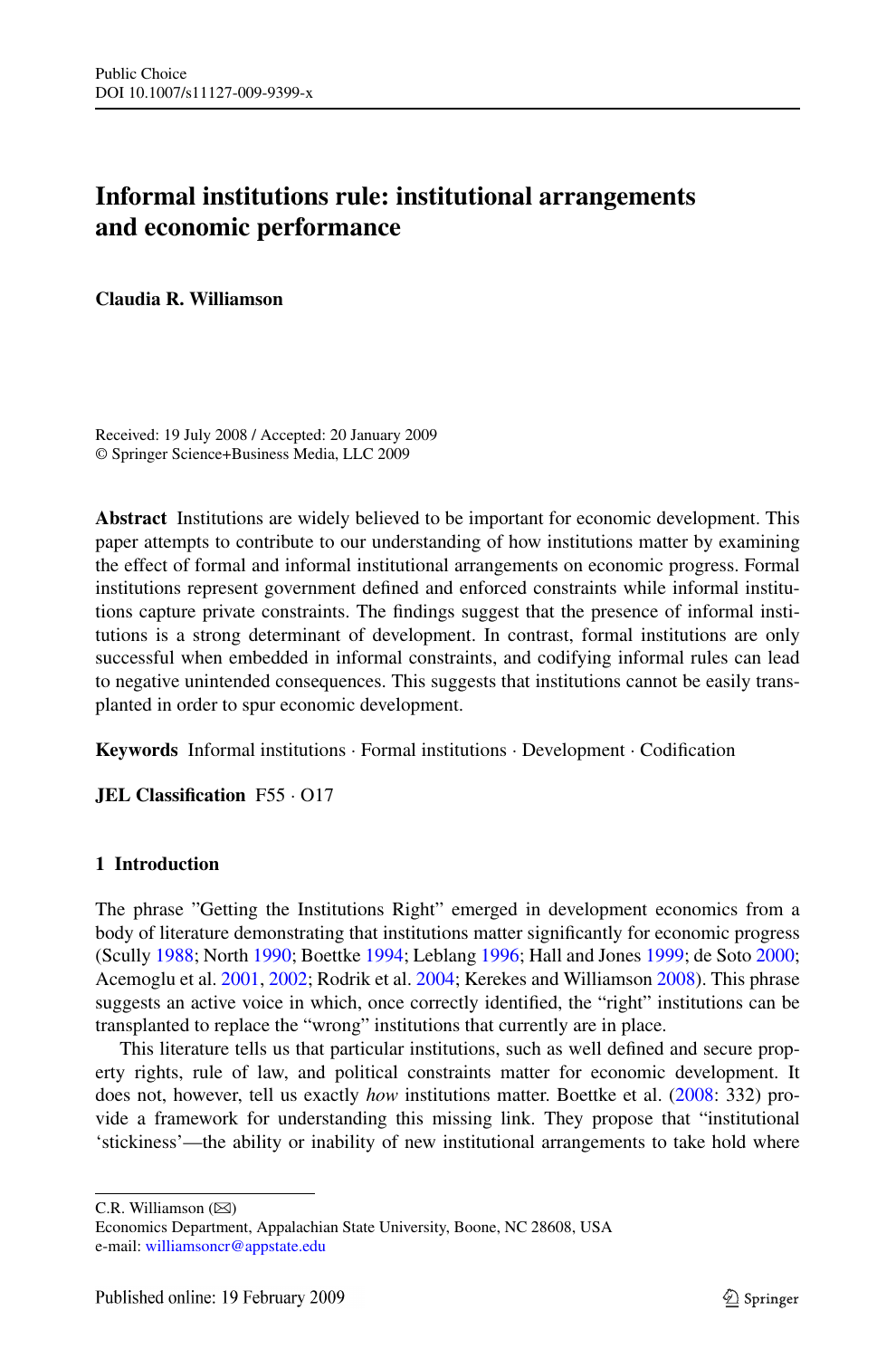Public Choice
DOI 10.1007/s11127-009-9399-x

# Informal institutions rule: institutional arrangements and economic performance

**Claudia R. Williamson**

Received: 19 July 2008 / Accepted: 20 January 2009
© Springer Science+Business Media, LLC 2009

**Abstract** Institutions are widely believed to be important for economic development. This paper attempts to contribute to our understanding of how institutions matter by examining the effect of formal and informal institutional arrangements on economic progress. Formal institutions represent government defined and enforced constraints while informal institutions capture private constraints. The findings suggest that the presence of informal institutions is a strong determinant of development. In contrast, formal institutions are only successful when embedded in informal constraints, and codifying informal rules can lead to negative unintended consequences. This suggests that institutions cannot be easily transplanted in order to spur economic development.

**Keywords** Informal institutions · Formal institutions · Development · Codification

**JEL Classification** F55 · O17

## 1 Introduction

The phrase "Getting the Institutions Right" emerged in development economics from a body of literature demonstrating that institutions matter significantly for economic progress (Scully 1988; North 1990; Boettke 1994; Leblang 1996; Hall and Jones 1999; de Soto 2000; Acemoglu et al. 2001, 2002; Rodrik et al. 2004; Kerekes and Williamson 2008). This phrase suggests an active voice in which, once correctly identified, the "right" institutions can be transplanted to replace the "wrong" institutions that currently are in place.

This literature tells us that particular institutions, such as well defined and secure property rights, rule of law, and political constraints matter for economic development. It does not, however, tell us exactly *how* institutions matter. Boettke et al. (2008: 332) provide a framework for understanding this missing link. They propose that "institutional 'stickiness'—the ability or inability of new institutional arrangements to take hold where

C.R. Williamson (✉)
Economics Department, Appalachian State University, Boone, NC 28608, USA
e-mail: williamsoncr@appstate.edu

Published online: 19 February 2009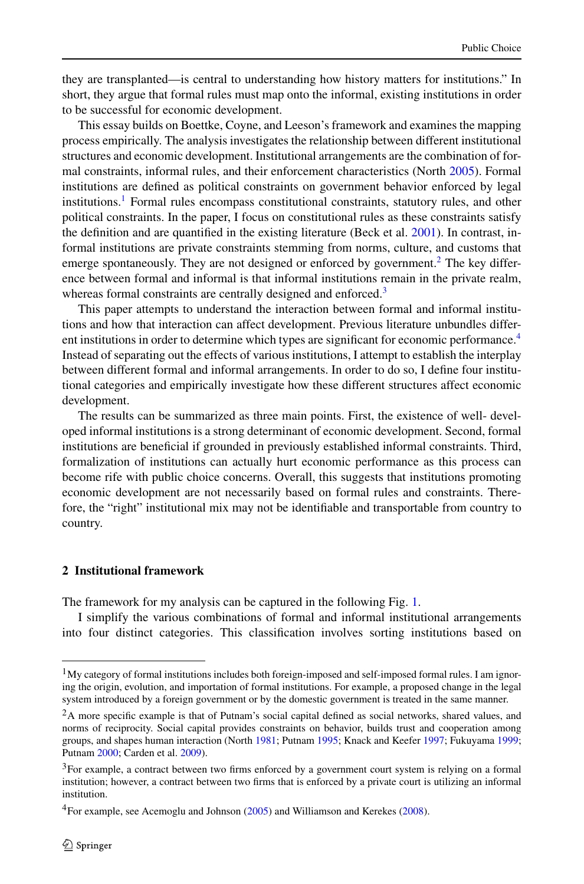they are transplanted—is central to understanding how history matters for institutions." In short, they argue that formal rules must map onto the informal, existing institutions in order to be successful for economic development.

This essay builds on Boettke, Coyne, and Leeson's framework and examines the mapping process empirically. The analysis investigates the relationship between different institutional structures and economic development. Institutional arrangements are the combination of formal constraints, informal rules, and their enforcement characteristics (North 2005). Formal institutions are defined as political constraints on government behavior enforced by legal institutions.[1] Formal rules encompass constitutional constraints, statutory rules, and other political constraints. In the paper, I focus on constitutional rules as these constraints satisfy the definition and are quantified in the existing literature (Beck et al. 2001). In contrast, informal institutions are private constraints stemming from norms, culture, and customs that emerge spontaneously. They are not designed or enforced by government.[2] The key difference between formal and informal is that informal institutions remain in the private realm, whereas formal constraints are centrally designed and enforced.[3]

This paper attempts to understand the interaction between formal and informal institutions and how that interaction can affect development. Previous literature unbundles different institutions in order to determine which types are significant for economic performance.[4] Instead of separating out the effects of various institutions, I attempt to establish the interplay between different formal and informal arrangements. In order to do so, I define four institutional categories and empirically investigate how these different structures affect economic development.

The results can be summarized as three main points. First, the existence of well- developed informal institutions is a strong determinant of economic development. Second, formal institutions are beneficial if grounded in previously established informal constraints. Third, formalization of institutions can actually hurt economic performance as this process can become rife with public choice concerns. Overall, this suggests that institutions promoting economic development are not necessarily based on formal rules and constraints. Therefore, the "right" institutional mix may not be identifiable and transportable from country to country.

## 2 Institutional framework

The framework for my analysis can be captured in the following Fig. 1.

I simplify the various combinations of formal and informal institutional arrangements into four distinct categories. This classification involves sorting institutions based on

---

[1] My category of formal institutions includes both foreign-imposed and self-imposed formal rules. I am ignoring the origin, evolution, and importation of formal institutions. For example, a proposed change in the legal system introduced by a foreign government or by the domestic government is treated in the same manner.

[2] A more specific example is that of Putnam's social capital defined as social networks, shared values, and norms of reciprocity. Social capital provides constraints on behavior, builds trust and cooperation among groups, and shapes human interaction (North 1981; Putnam 1995; Knack and Keefer 1997; Fukuyama 1999; Putnam 2000; Carden et al. 2009).

[3] For example, a contract between two firms enforced by a government court system is relying on a formal institution; however, a contract between two firms that is enforced by a private court is utilizing an informal institution.

[4] For example, see Acemoglu and Johnson (2005) and Williamson and Kerekes (2008).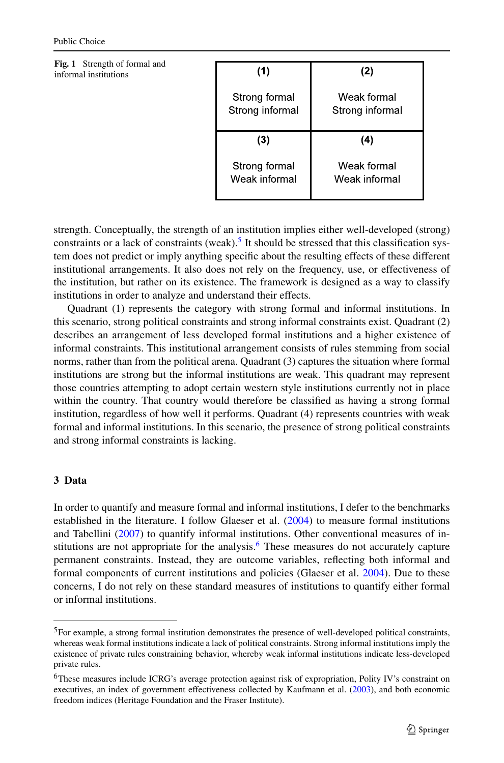**Fig. 1** Strength of formal and informal institutions

| (1) | (2) |
|---|---|
| Strong formal Strong informal | Weak formal Strong informal |
| **(3)** | **(4)** |
| Strong formal Weak informal | Weak formal Weak informal |

strength. Conceptually, the strength of an institution implies either well-developed (strong) constraints or a lack of constraints (weak).[5] It should be stressed that this classification system does not predict or imply anything specific about the resulting effects of these different institutional arrangements. It also does not rely on the frequency, use, or effectiveness of the institution, but rather on its existence. The framework is designed as a way to classify institutions in order to analyze and understand their effects.

Quadrant (1) represents the category with strong formal and informal institutions. In this scenario, strong political constraints and strong informal constraints exist. Quadrant (2) describes an arrangement of less developed formal institutions and a higher existence of informal constraints. This institutional arrangement consists of rules stemming from social norms, rather than from the political arena. Quadrant (3) captures the situation where formal institutions are strong but the informal institutions are weak. This quadrant may represent those countries attempting to adopt certain western style institutions currently not in place within the country. That country would therefore be classified as having a strong formal institution, regardless of how well it performs. Quadrant (4) represents countries with weak formal and informal institutions. In this scenario, the presence of strong political constraints and strong informal constraints is lacking.

## 3 Data

In order to quantify and measure formal and informal institutions, I defer to the benchmarks established in the literature. I follow Glaeser et al. (2004) to measure formal institutions and Tabellini (2007) to quantify informal institutions. Other conventional measures of institutions are not appropriate for the analysis.[6] These measures do not accurately capture permanent constraints. Instead, they are outcome variables, reflecting both informal and formal components of current institutions and policies (Glaeser et al. 2004). Due to these concerns, I do not rely on these standard measures of institutions to quantify either formal or informal institutions.

[5] For example, a strong formal institution demonstrates the presence of well-developed political constraints, whereas weak formal institutions indicate a lack of political constraints. Strong informal institutions imply the existence of private rules constraining behavior, whereby weak informal institutions indicate less-developed private rules.

[6] These measures include ICRG's average protection against risk of expropriation, Polity IV's constraint on executives, an index of government effectiveness collected by Kaufmann et al. (2003), and both economic freedom indices (Heritage Foundation and the Fraser Institute).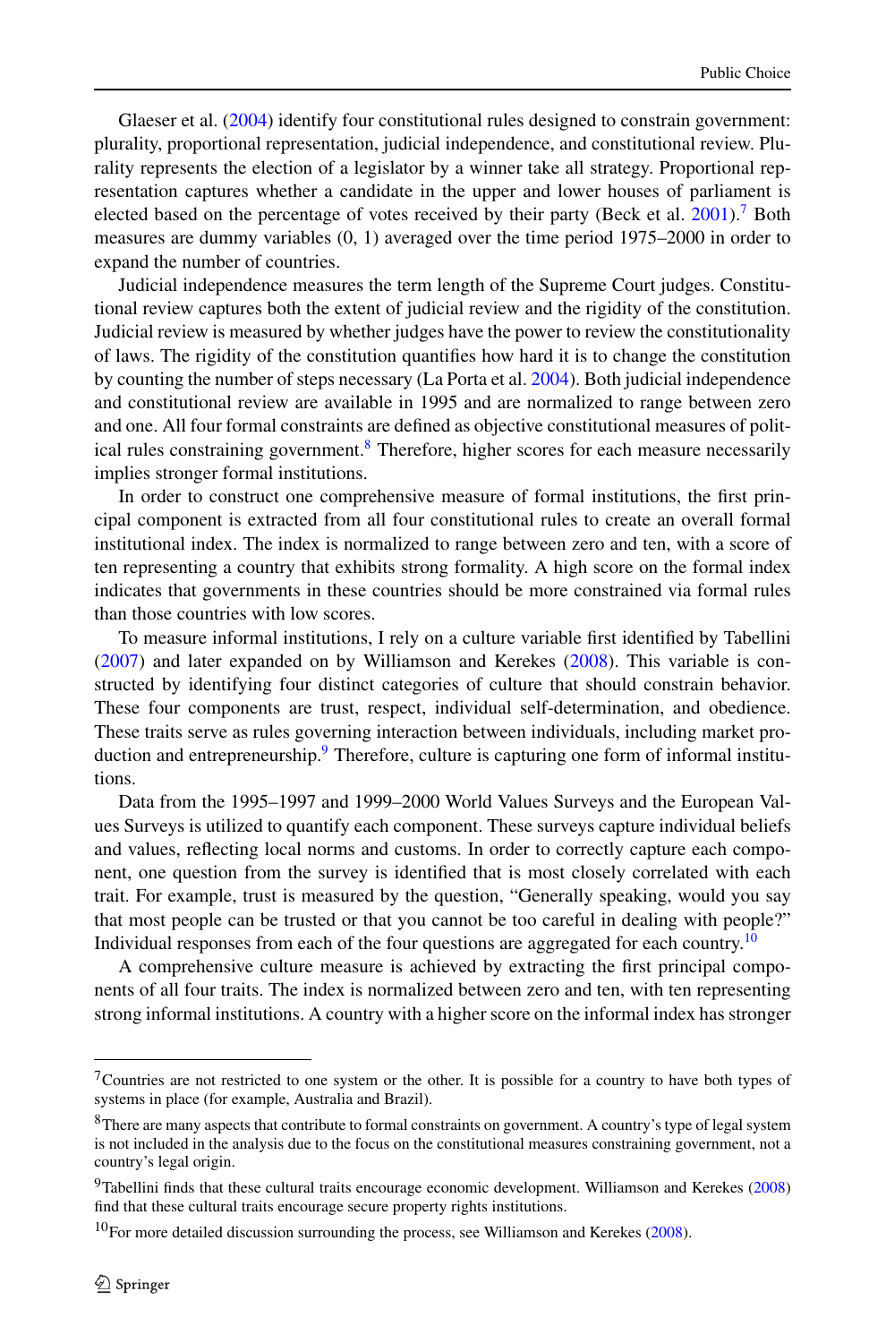Glaeser et al. (2004) identify four constitutional rules designed to constrain government: plurality, proportional representation, judicial independence, and constitutional review. Plurality represents the election of a legislator by a winner take all strategy. Proportional representation captures whether a candidate in the upper and lower houses of parliament is elected based on the percentage of votes received by their party (Beck et al. 2001).[7] Both measures are dummy variables (0, 1) averaged over the time period 1975–2000 in order to expand the number of countries.

Judicial independence measures the term length of the Supreme Court judges. Constitutional review captures both the extent of judicial review and the rigidity of the constitution. Judicial review is measured by whether judges have the power to review the constitutionality of laws. The rigidity of the constitution quantifies how hard it is to change the constitution by counting the number of steps necessary (La Porta et al. 2004). Both judicial independence and constitutional review are available in 1995 and are normalized to range between zero and one. All four formal constraints are defined as objective constitutional measures of political rules constraining government.[8] Therefore, higher scores for each measure necessarily implies stronger formal institutions.

In order to construct one comprehensive measure of formal institutions, the first principal component is extracted from all four constitutional rules to create an overall formal institutional index. The index is normalized to range between zero and ten, with a score of ten representing a country that exhibits strong formality. A high score on the formal index indicates that governments in these countries should be more constrained via formal rules than those countries with low scores.

To measure informal institutions, I rely on a culture variable first identified by Tabellini (2007) and later expanded on by Williamson and Kerekes (2008). This variable is constructed by identifying four distinct categories of culture that should constrain behavior. These four components are trust, respect, individual self-determination, and obedience. These traits serve as rules governing interaction between individuals, including market production and entrepreneurship.[9] Therefore, culture is capturing one form of informal institutions.

Data from the 1995–1997 and 1999–2000 World Values Surveys and the European Values Surveys is utilized to quantify each component. These surveys capture individual beliefs and values, reflecting local norms and customs. In order to correctly capture each component, one question from the survey is identified that is most closely correlated with each trait. For example, trust is measured by the question, "Generally speaking, would you say that most people can be trusted or that you cannot be too careful in dealing with people?" Individual responses from each of the four questions are aggregated for each country.[10]

A comprehensive culture measure is achieved by extracting the first principal components of all four traits. The index is normalized between zero and ten, with ten representing strong informal institutions. A country with a higher score on the informal index has stronger

---

[7] Countries are not restricted to one system or the other. It is possible for a country to have both types of systems in place (for example, Australia and Brazil).

[8] There are many aspects that contribute to formal constraints on government. A country's type of legal system is not included in the analysis due to the focus on the constitutional measures constraining government, not a country's legal origin.

[9] Tabellini finds that these cultural traits encourage economic development. Williamson and Kerekes (2008) find that these cultural traits encourage secure property rights institutions.

[10] For more detailed discussion surrounding the process, see Williamson and Kerekes (2008).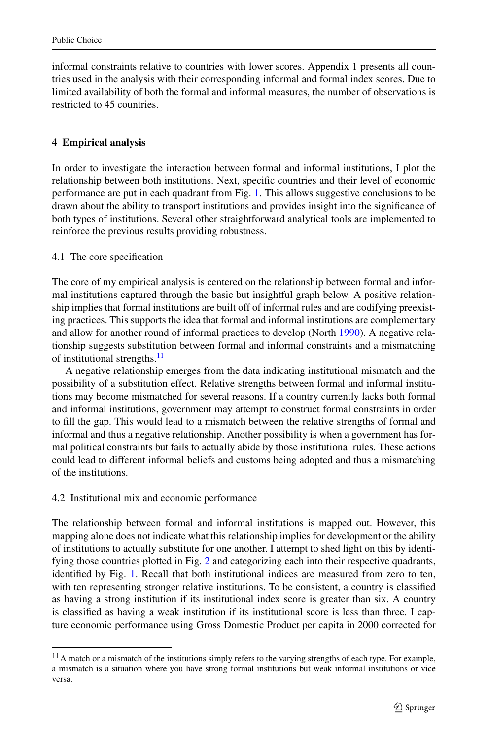informal constraints relative to countries with lower scores. Appendix 1 presents all countries used in the analysis with their corresponding informal and formal index scores. Due to limited availability of both the formal and informal measures, the number of observations is restricted to 45 countries.

## 4 Empirical analysis

In order to investigate the interaction between formal and informal institutions, I plot the relationship between both institutions. Next, specific countries and their level of economic performance are put in each quadrant from Fig. 1. This allows suggestive conclusions to be drawn about the ability to transport institutions and provides insight into the significance of both types of institutions. Several other straightforward analytical tools are implemented to reinforce the previous results providing robustness.

### 4.1 The core specification

The core of my empirical analysis is centered on the relationship between formal and informal institutions captured through the basic but insightful graph below. A positive relationship implies that formal institutions are built off of informal rules and are codifying preexisting practices. This supports the idea that formal and informal institutions are complementary and allow for another round of informal practices to develop (North 1990). A negative relationship suggests substitution between formal and informal constraints and a mismatching of institutional strengths.[11]

A negative relationship emerges from the data indicating institutional mismatch and the possibility of a substitution effect. Relative strengths between formal and informal institutions may become mismatched for several reasons. If a country currently lacks both formal and informal institutions, government may attempt to construct formal constraints in order to fill the gap. This would lead to a mismatch between the relative strengths of formal and informal and thus a negative relationship. Another possibility is when a government has formal political constraints but fails to actually abide by those institutional rules. These actions could lead to different informal beliefs and customs being adopted and thus a mismatching of the institutions.

### 4.2 Institutional mix and economic performance

The relationship between formal and informal institutions is mapped out. However, this mapping alone does not indicate what this relationship implies for development or the ability of institutions to actually substitute for one another. I attempt to shed light on this by identifying those countries plotted in Fig. 2 and categorizing each into their respective quadrants, identified by Fig. 1. Recall that both institutional indices are measured from zero to ten, with ten representing stronger relative institutions. To be consistent, a country is classified as having a strong institution if its institutional index score is greater than six. A country is classified as having a weak institution if its institutional score is less than three. I capture economic performance using Gross Domestic Product per capita in 2000 corrected for

[11] A match or a mismatch of the institutions simply refers to the varying strengths of each type. For example, a mismatch is a situation where you have strong formal institutions but weak informal institutions or vice versa.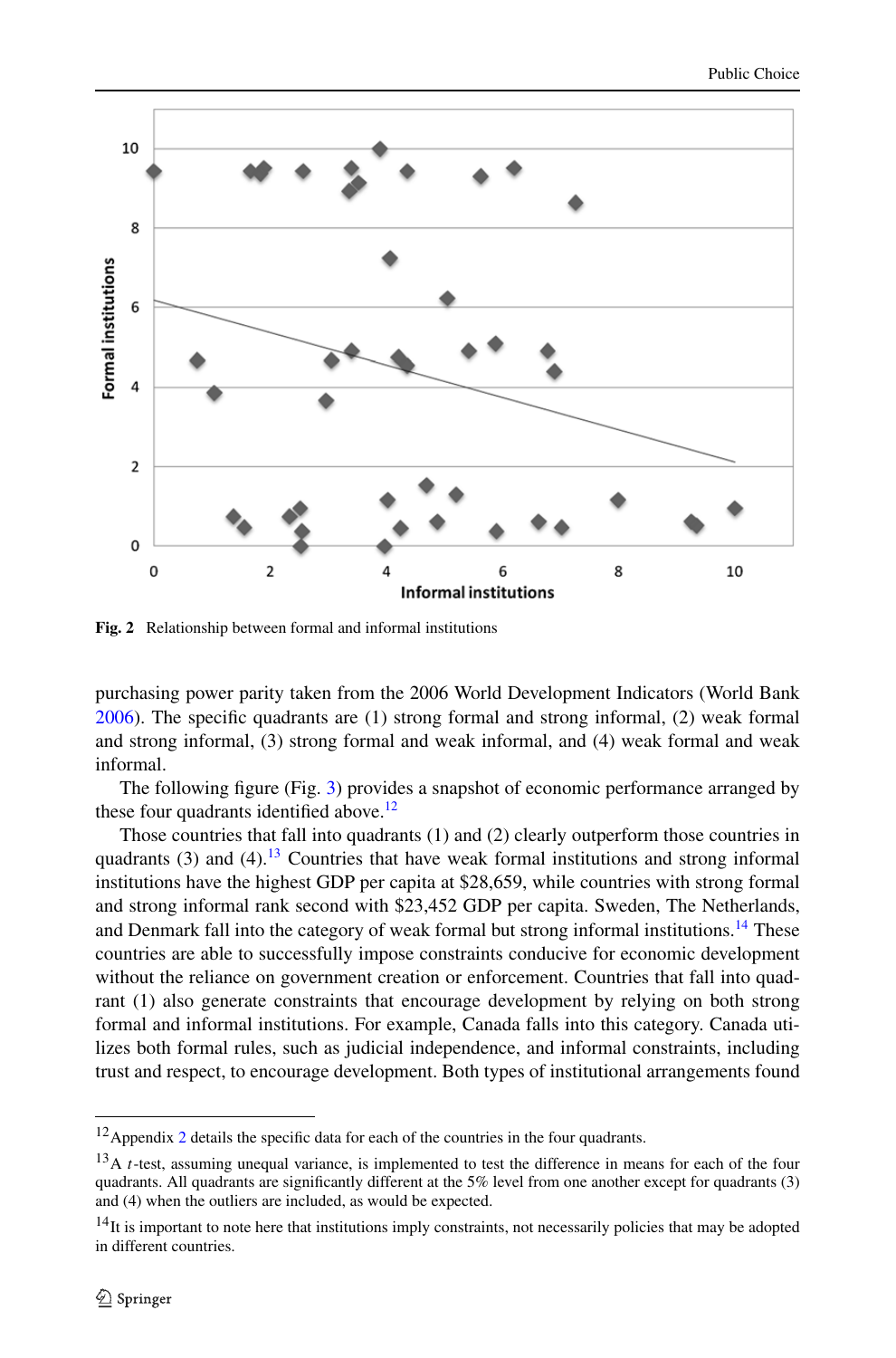10

8

6

4

2

0

0 2 4 6 8 10

Formal institutions

Informal institutions

**Fig. 2** Relationship between formal and informal institutions

purchasing power parity taken from the 2006 World Development Indicators (World Bank 2006). The specific quadrants are (1) strong formal and strong informal, (2) weak formal and strong informal, (3) strong formal and weak informal, and (4) weak formal and weak informal.

The following figure (Fig. 3) provides a snapshot of economic performance arranged by these four quadrants identified above.[12]

Those countries that fall into quadrants (1) and (2) clearly outperform those countries in quadrants (3) and (4).[13] Countries that have weak formal institutions and strong informal institutions have the highest GDP per capita at $28,659, while countries with strong formal and strong informal rank second with $23,452 GDP per capita. Sweden, The Netherlands, and Denmark fall into the category of weak formal but strong informal institutions.[14] These countries are able to successfully impose constraints conducive for economic development without the reliance on government creation or enforcement. Countries that fall into quadrant (1) also generate constraints that encourage development by relying on both strong formal and informal institutions. For example, Canada falls into this category. Canada utilizes both formal rules, such as judicial independence, and informal constraints, including trust and respect, to encourage development. Both types of institutional arrangements found

[12] Appendix 2 details the specific data for each of the countries in the four quadrants.

[13] A $t$-test, assuming unequal variance, is implemented to test the difference in means for each of the four quadrants. All quadrants are significantly different at the 5% level from one another except for quadrants (3) and (4) when the outliers are included, as would be expected.

[14] It is important to note here that institutions imply constraints, not necessarily policies that may be adopted in different countries.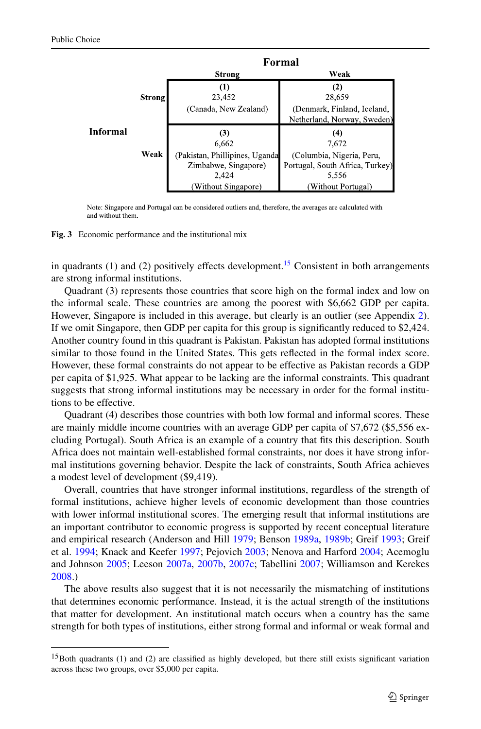| | | Formal | |
|---|---|---|---|
| | | Strong | Weak |
| Informal | Strong | (1) 23,452 (Canada, New Zealand) | (2) 28,659 (Denmark, Finland, Iceland, Netherland, Norway, Sweden) |
| | Weak | (3) 6,662 (Pakistan, Phillipines, Uganda Zimbabwe, Singapore) 2,424 (Without Singapore) | (4) 7,672 (Columbia, Nigeria, Peru, Portugal, South Africa, Turkey) 5,556 (Without Portugal) |

Note: Singapore and Portugal can be considered outliers and, therefore, the averages are calculated with and without them.

**Fig. 3** Economic performance and the institutional mix

in quadrants (1) and (2) positively effects development.[15] Consistent in both arrangements are strong informal institutions.

Quadrant (3) represents those countries that score high on the formal index and low on the informal scale. These countries are among the poorest with $6,662 GDP per capita. However, Singapore is included in this average, but clearly is an outlier (see Appendix 2). If we omit Singapore, then GDP per capita for this group is significantly reduced to $2,424. Another country found in this quadrant is Pakistan. Pakistan has adopted formal institutions similar to those found in the United States. This gets reflected in the formal index score. However, these formal constraints do not appear to be effective as Pakistan records a GDP per capita of $1,925. What appear to be lacking are the informal constraints. This quadrant suggests that strong informal institutions may be necessary in order for the formal institutions to be effective.

Quadrant (4) describes those countries with both low formal and informal scores. These are mainly middle income countries with an average GDP per capita of $7,672 ($5,556 excluding Portugal). South Africa is an example of a country that fits this description. South Africa does not maintain well-established formal constraints, nor does it have strong informal institutions governing behavior. Despite the lack of constraints, South Africa achieves a modest level of development ($9,419).

Overall, countries that have stronger informal institutions, regardless of the strength of formal institutions, achieve higher levels of economic development than those countries with lower informal institutional scores. The emerging result that informal institutions are an important contributor to economic progress is supported by recent conceptual literature and empirical research (Anderson and Hill 1979; Benson 1989a, 1989b; Greif 1993; Greif et al. 1994; Knack and Keefer 1997; Pejovich 2003; Nenova and Harford 2004; Acemoglu and Johnson 2005; Leeson 2007a, 2007b, 2007c; Tabellini 2007; Williamson and Kerekes 2008.)

The above results also suggest that it is not necessarily the mismatching of institutions that determines economic performance. Instead, it is the actual strength of the institutions that matter for development. An institutional match occurs when a country has the same strength for both types of institutions, either strong formal and informal or weak formal and

[15] Both quadrants (1) and (2) are classified as highly developed, but there still exists significant variation across these two groups, over $5,000 per capita.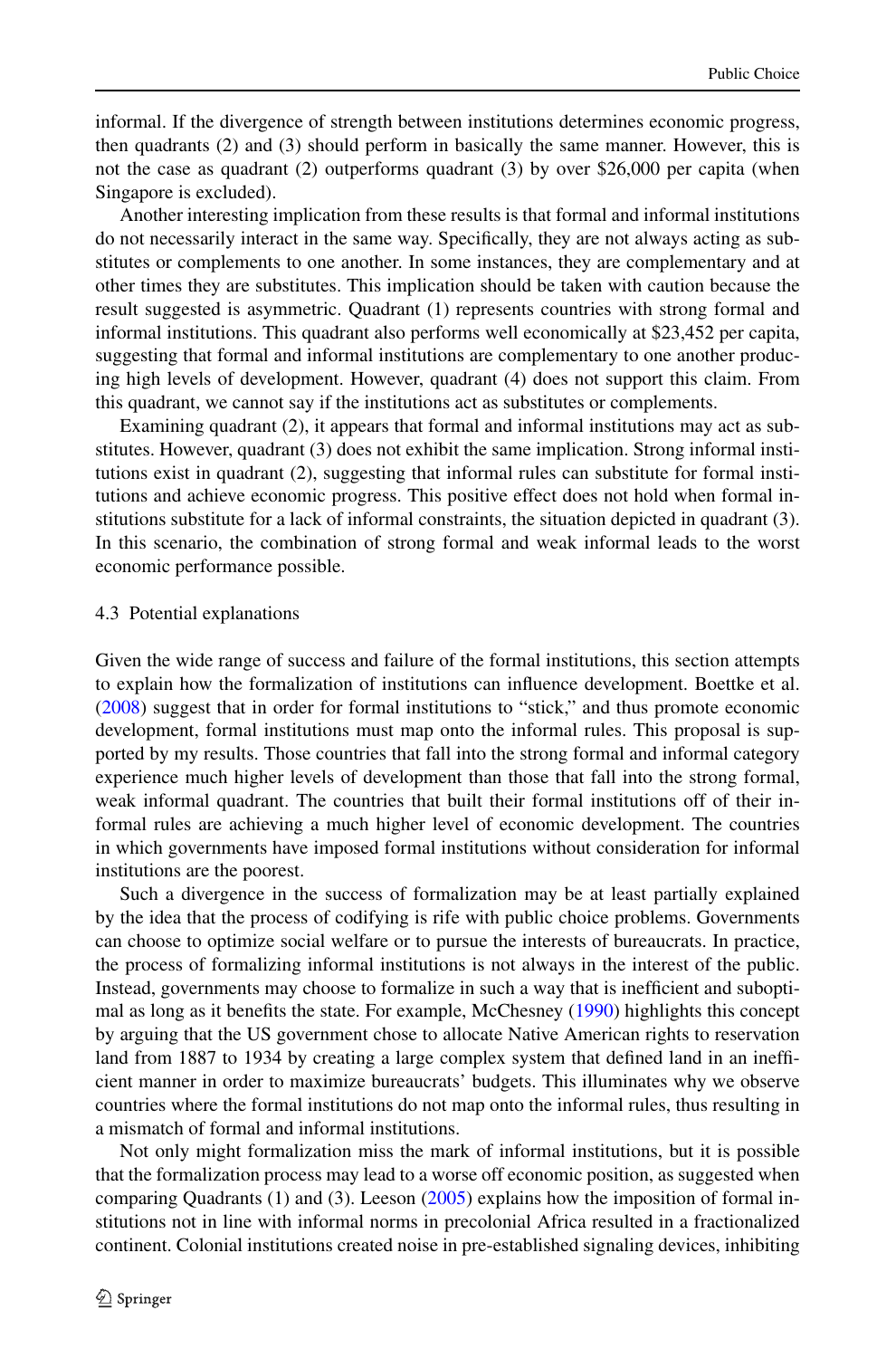informal. If the divergence of strength between institutions determines economic progress, then quadrants (2) and (3) should perform in basically the same manner. However, this is not the case as quadrant (2) outperforms quadrant (3) by over $26,000 per capita (when Singapore is excluded).

Another interesting implication from these results is that formal and informal institutions do not necessarily interact in the same way. Specifically, they are not always acting as substitutes or complements to one another. In some instances, they are complementary and at other times they are substitutes. This implication should be taken with caution because the result suggested is asymmetric. Quadrant (1) represents countries with strong formal and informal institutions. This quadrant also performs well economically at $23,452 per capita, suggesting that formal and informal institutions are complementary to one another producing high levels of development. However, quadrant (4) does not support this claim. From this quadrant, we cannot say if the institutions act as substitutes or complements.

Examining quadrant (2), it appears that formal and informal institutions may act as substitutes. However, quadrant (3) does not exhibit the same implication. Strong informal institutions exist in quadrant (2), suggesting that informal rules can substitute for formal institutions and achieve economic progress. This positive effect does not hold when formal institutions substitute for a lack of informal constraints, the situation depicted in quadrant (3). In this scenario, the combination of strong formal and weak informal leads to the worst economic performance possible.

### 4.3 Potential explanations

Given the wide range of success and failure of the formal institutions, this section attempts to explain how the formalization of institutions can influence development. Boettke et al. (2008) suggest that in order for formal institutions to "stick," and thus promote economic development, formal institutions must map onto the informal rules. This proposal is supported by my results. Those countries that fall into the strong formal and informal category experience much higher levels of development than those that fall into the strong formal, weak informal quadrant. The countries that built their formal institutions off of their informal rules are achieving a much higher level of economic development. The countries in which governments have imposed formal institutions without consideration for informal institutions are the poorest.

Such a divergence in the success of formalization may be at least partially explained by the idea that the process of codifying is rife with public choice problems. Governments can choose to optimize social welfare or to pursue the interests of bureaucrats. In practice, the process of formalizing informal institutions is not always in the interest of the public. Instead, governments may choose to formalize in such a way that is inefficient and suboptimal as long as it benefits the state. For example, McChesney (1990) highlights this concept by arguing that the US government chose to allocate Native American rights to reservation land from 1887 to 1934 by creating a large complex system that defined land in an inefficient manner in order to maximize bureaucrats' budgets. This illuminates why we observe countries where the formal institutions do not map onto the informal rules, thus resulting in a mismatch of formal and informal institutions.

Not only might formalization miss the mark of informal institutions, but it is possible that the formalization process may lead to a worse off economic position, as suggested when comparing Quadrants (1) and (3). Leeson (2005) explains how the imposition of formal institutions not in line with informal norms in precolonial Africa resulted in a fractionalized continent. Colonial institutions created noise in pre-established signaling devices, inhibiting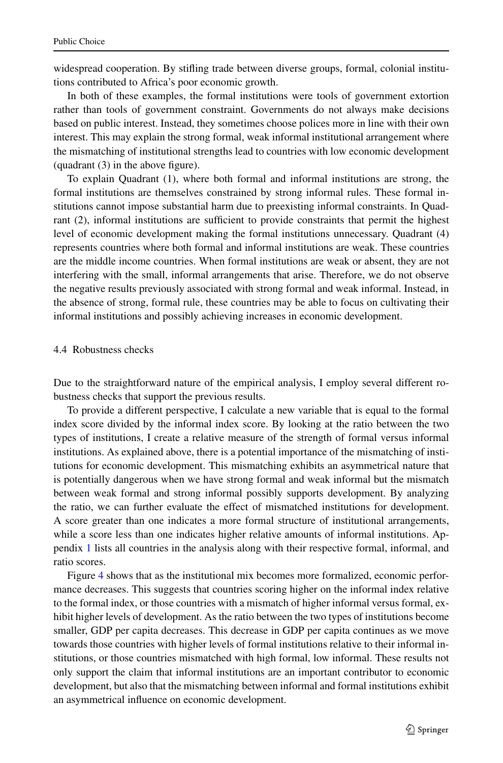widespread cooperation. By stifling trade between diverse groups, formal, colonial institutions contributed to Africa's poor economic growth.

In both of these examples, the formal institutions were tools of government extortion rather than tools of government constraint. Governments do not always make decisions based on public interest. Instead, they sometimes choose polices more in line with their own interest. This may explain the strong formal, weak informal institutional arrangement where the mismatching of institutional strengths lead to countries with low economic development (quadrant (3) in the above figure).

To explain Quadrant (1), where both formal and informal institutions are strong, the formal institutions are themselves constrained by strong informal rules. These formal institutions cannot impose substantial harm due to preexisting informal constraints. In Quadrant (2), informal institutions are sufficient to provide constraints that permit the highest level of economic development making the formal institutions unnecessary. Quadrant (4) represents countries where both formal and informal institutions are weak. These countries are the middle income countries. When formal institutions are weak or absent, they are not interfering with the small, informal arrangements that arise. Therefore, we do not observe the negative results previously associated with strong formal and weak informal. Instead, in the absence of strong, formal rule, these countries may be able to focus on cultivating their informal institutions and possibly achieving increases in economic development.

### 4.4 Robustness checks

Due to the straightforward nature of the empirical analysis, I employ several different robustness checks that support the previous results.

To provide a different perspective, I calculate a new variable that is equal to the formal index score divided by the informal index score. By looking at the ratio between the two types of institutions, I create a relative measure of the strength of formal versus informal institutions. As explained above, there is a potential importance of the mismatching of institutions for economic development. This mismatching exhibits an asymmetrical nature that is potentially dangerous when we have strong formal and weak informal but the mismatch between weak formal and strong informal possibly supports development. By analyzing the ratio, we can further evaluate the effect of mismatched institutions for development. A score greater than one indicates a more formal structure of institutional arrangements, while a score less than one indicates higher relative amounts of informal institutions. Appendix 1 lists all countries in the analysis along with their respective formal, informal, and ratio scores.

Figure 4 shows that as the institutional mix becomes more formalized, economic performance decreases. This suggests that countries scoring higher on the informal index relative to the formal index, or those countries with a mismatch of higher informal versus formal, exhibit higher levels of development. As the ratio between the two types of institutions become smaller, GDP per capita decreases. This decrease in GDP per capita continues as we move towards those countries with higher levels of formal institutions relative to their informal institutions, or those countries mismatched with high formal, low informal. These results not only support the claim that informal institutions are an important contributor to economic development, but also that the mismatching between informal and formal institutions exhibit an asymmetrical influence on economic development.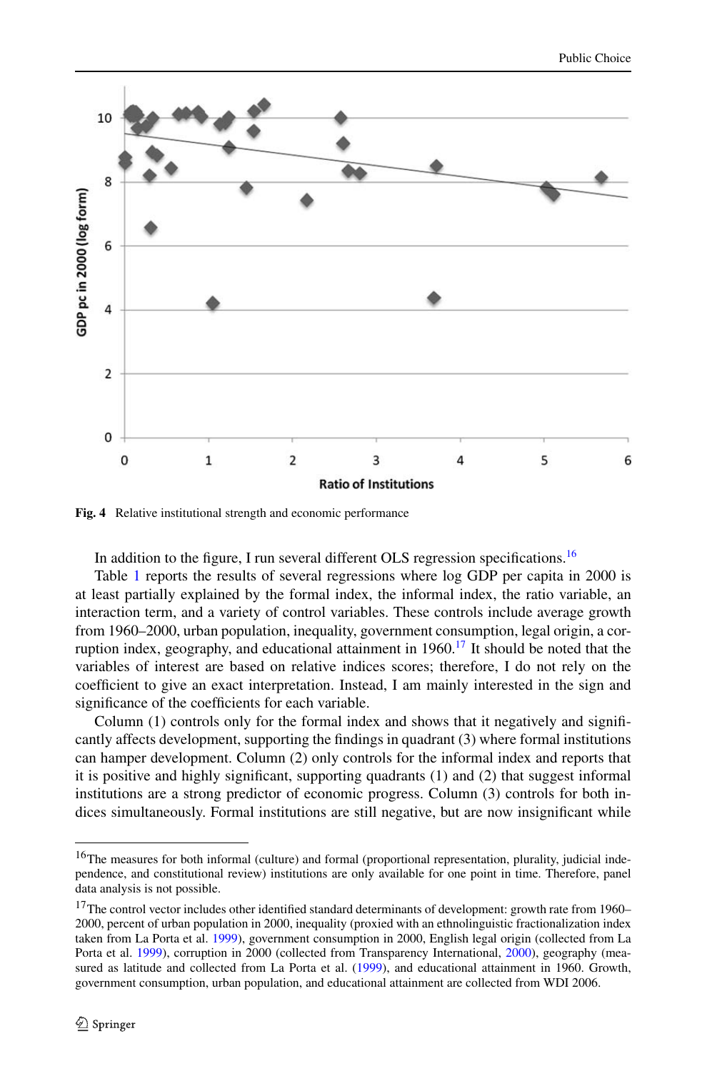Fig. 4 Relative institutional strength and economic performance

In addition to the figure, I run several different OLS regression specifications.[16]

Table 1 reports the results of several regressions where log GDP per capita in 2000 is at least partially explained by the formal index, the informal index, the ratio variable, an interaction term, and a variety of control variables. These controls include average growth from 1960–2000, urban population, inequality, government consumption, legal origin, a corruption index, geography, and educational attainment in 1960.[17] It should be noted that the variables of interest are based on relative indices scores; therefore, I do not rely on the coefficient to give an exact interpretation. Instead, I am mainly interested in the sign and significance of the coefficients for each variable.

Column (1) controls only for the formal index and shows that it negatively and significantly affects development, supporting the findings in quadrant (3) where formal institutions can hamper development. Column (2) only controls for the informal index and reports that it is positive and highly significant, supporting quadrants (1) and (2) that suggest informal institutions are a strong predictor of economic progress. Column (3) controls for both indices simultaneously. Formal institutions are still negative, but are now insignificant while

[16]The measures for both informal (culture) and formal (proportional representation, plurality, judicial independence, and constitutional review) institutions are only available for one point in time. Therefore, panel data analysis is not possible.

[17]The control vector includes other identified standard determinants of development: growth rate from 1960–2000, percent of urban population in 2000, inequality (proxied with an ethnolinguistic fractionalization index taken from La Porta et al. 1999), government consumption in 2000, English legal origin (collected from La Porta et al. 1999), corruption in 2000 (collected from Transparency International, 2000), geography (measured as latitude and collected from La Porta et al. (1999), and educational attainment in 1960. Growth, government consumption, urban population, and educational attainment are collected from WDI 2006.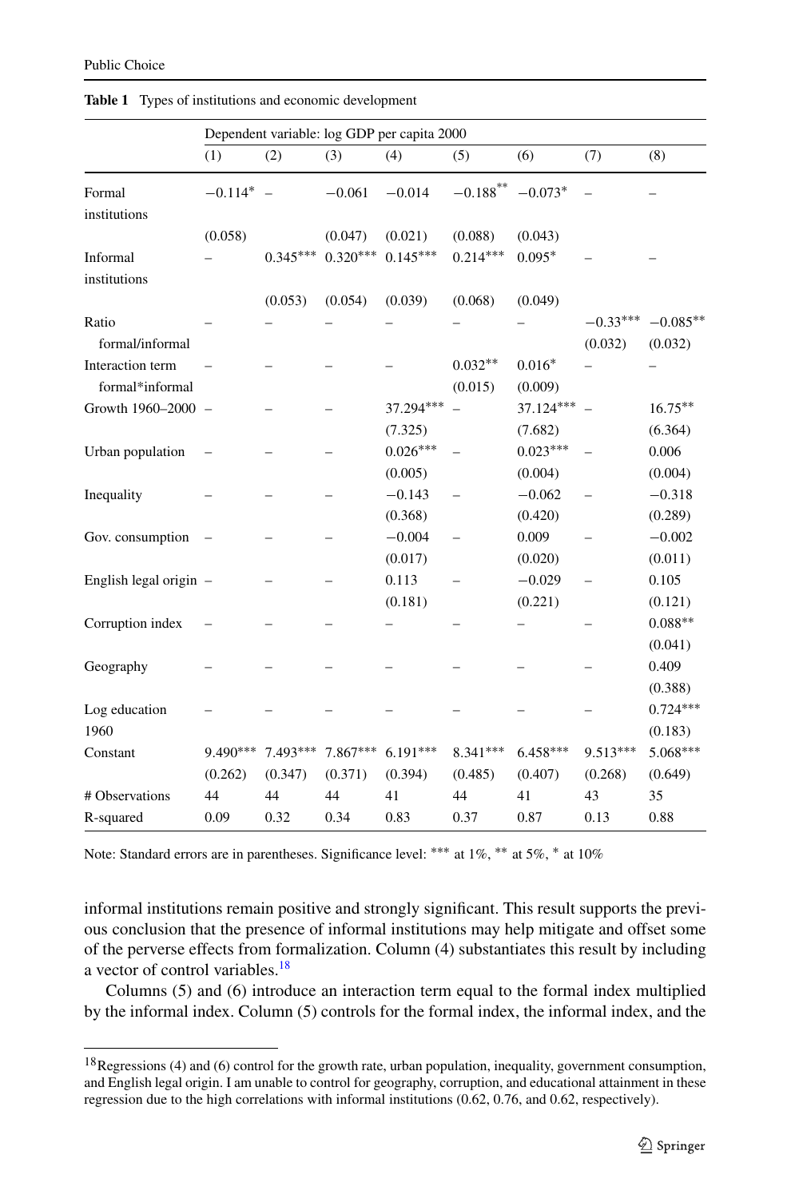**Table 1** Types of institutions and economic development

| | Dependent variable: log GDP per capita 2000 | | | | | | | |
|---|---|---|---|---|---|---|---|---|
| | (1) | (2) | (3) | (4) | (5) | (6) | (7) | (8) |
| Formal institutions | −0.114* | – | −0.061 | −0.014 | −0.188** | −0.073* | – | – |
| | (0.058) | | (0.047) | (0.021) | (0.088) | (0.043) | | |
| Informal institutions | – | 0.345*** | 0.320*** | 0.145*** | 0.214*** | 0.095* | – | – |
| | | (0.053) | (0.054) | (0.039) | (0.068) | (0.049) | | |
| Ratio formal/informal | – | – | – | – | – | – | −0.33*** | −0.085** |
| | | | | | | | (0.032) | (0.032) |
| Interaction term formal*informal | – | – | – | – | 0.032** | 0.016* | – | – |
| | | | | | (0.015) | (0.009) | | |
| Growth 1960–2000 | – | – | – | 37.294*** | – | 37.124*** | – | 16.75** |
| | | | | (7.325) | | (7.682) | | (6.364) |
| Urban population | – | – | – | 0.026*** | – | 0.023*** | – | 0.006 |
| | | | | (0.005) | | (0.004) | | (0.004) |
| Inequality | – | – | – | −0.143 | – | −0.062 | – | −0.318 |
| | | | | (0.368) | | (0.420) | | (0.289) |
| Gov. consumption | – | – | – | −0.004 | – | 0.009 | – | −0.002 |
| | | | | (0.017) | | (0.020) | | (0.011) |
| English legal origin | – | – | – | 0.113 | – | −0.029 | – | 0.105 |
| | | | | (0.181) | | (0.221) | | (0.121) |
| Corruption index | – | – | – | – | – | – | – | 0.088** |
| | | | | | | | | (0.041) |
| Geography | – | – | – | – | – | – | – | 0.409 |
| | | | | | | | | (0.388) |
| Log education 1960 | – | – | – | – | – | – | – | 0.724*** |
| | | | | | | | | (0.183) |
| Constant | 9.490*** | 7.493*** | 7.867*** | 6.191*** | 8.341*** | 6.458*** | 9.513*** | 5.068*** |
| | (0.262) | (0.347) | (0.371) | (0.394) | (0.485) | (0.407) | (0.268) | (0.649) |
| # Observations | 44 | 44 | 44 | 41 | 44 | 41 | 43 | 35 |
| R-squared | 0.09 | 0.32 | 0.34 | 0.83 | 0.37 | 0.87 | 0.13 | 0.88 |

Note: Standard errors are in parentheses. Significance level: *** at 1%, ** at 5%, * at 10%

informal institutions remain positive and strongly significant. This result supports the previous conclusion that the presence of informal institutions may help mitigate and offset some of the perverse effects from formalization. Column (4) substantiates this result by including a vector of control variables.[18]

Columns (5) and (6) introduce an interaction term equal to the formal index multiplied by the informal index. Column (5) controls for the formal index, the informal index, and the

[18] Regressions (4) and (6) control for the growth rate, urban population, inequality, government consumption, and English legal origin. I am unable to control for geography, corruption, and educational attainment in these regression due to the high correlations with informal institutions (0.62, 0.76, and 0.62, respectively).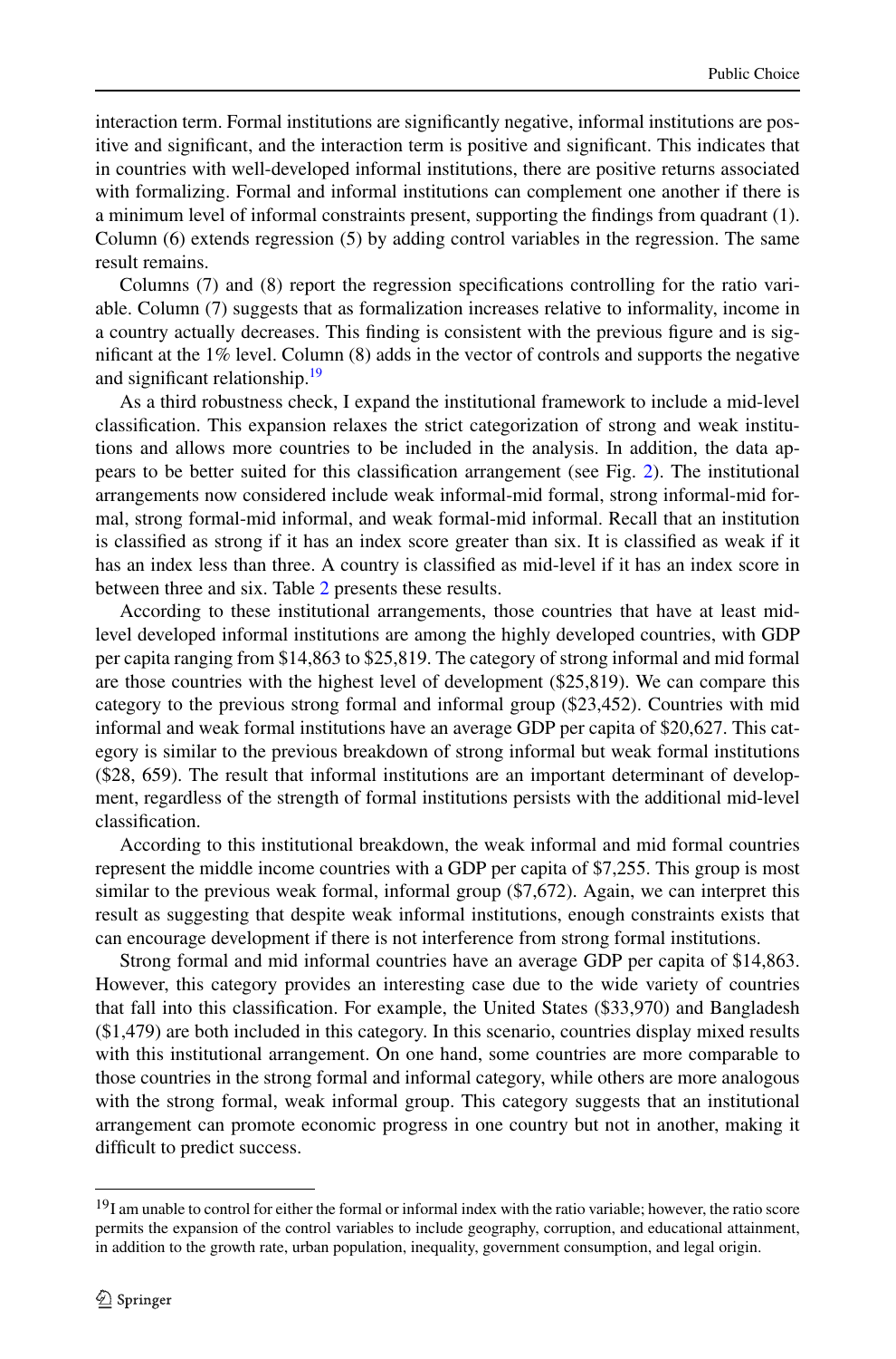interaction term. Formal institutions are significantly negative, informal institutions are positive and significant, and the interaction term is positive and significant. This indicates that in countries with well-developed informal institutions, there are positive returns associated with formalizing. Formal and informal institutions can complement one another if there is a minimum level of informal constraints present, supporting the findings from quadrant (1). Column (6) extends regression (5) by adding control variables in the regression. The same result remains.

Columns (7) and (8) report the regression specifications controlling for the ratio variable. Column (7) suggests that as formalization increases relative to informality, income in a country actually decreases. This finding is consistent with the previous figure and is significant at the 1% level. Column (8) adds in the vector of controls and supports the negative and significant relationship.[19]

As a third robustness check, I expand the institutional framework to include a mid-level classification. This expansion relaxes the strict categorization of strong and weak institutions and allows more countries to be included in the analysis. In addition, the data appears to be better suited for this classification arrangement (see Fig. 2). The institutional arrangements now considered include weak informal-mid formal, strong informal-mid formal, strong formal-mid informal, and weak formal-mid informal. Recall that an institution is classified as strong if it has an index score greater than six. It is classified as weak if it has an index less than three. A country is classified as mid-level if it has an index score in between three and six. Table 2 presents these results.

According to these institutional arrangements, those countries that have at least mid-level developed informal institutions are among the highly developed countries, with GDP per capita ranging from \$14,863 to \$25,819. The category of strong informal and mid formal are those countries with the highest level of development (\$25,819). We can compare this category to the previous strong formal and informal group (\$23,452). Countries with mid informal and weak formal institutions have an average GDP per capita of \$20,627. This category is similar to the previous breakdown of strong informal but weak formal institutions (\$28, 659). The result that informal institutions are an important determinant of development, regardless of the strength of formal institutions persists with the additional mid-level classification.

According to this institutional breakdown, the weak informal and mid formal countries represent the middle income countries with a GDP per capita of \$7,255. This group is most similar to the previous weak formal, informal group (\$7,672). Again, we can interpret this result as suggesting that despite weak informal institutions, enough constraints exists that can encourage development if there is not interference from strong formal institutions.

Strong formal and mid informal countries have an average GDP per capita of \$14,863. However, this category provides an interesting case due to the wide variety of countries that fall into this classification. For example, the United States (\$33,970) and Bangladesh (\$1,479) are both included in this category. In this scenario, countries display mixed results with this institutional arrangement. On one hand, some countries are more comparable to those countries in the strong formal and informal category, while others are more analogous with the strong formal, weak informal group. This category suggests that an institutional arrangement can promote economic progress in one country but not in another, making it difficult to predict success.

---

[19] I am unable to control for either the formal or informal index with the ratio variable; however, the ratio score permits the expansion of the control variables to include geography, corruption, and educational attainment, in addition to the growth rate, urban population, inequality, government consumption, and legal origin.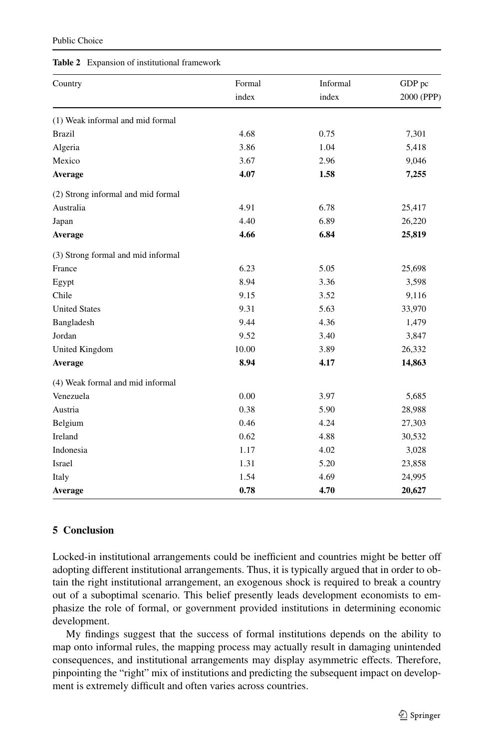**Table 2** Expansion of institutional framework

| Country | Formal index | Informal index | GDP pc 2000 (PPP) |
|---|---|---|---|
| (1) Weak informal and mid formal | | | |
| Brazil | 4.68 | 0.75 | 7,301 |
| Algeria | 3.86 | 1.04 | 5,418 |
| Mexico | 3.67 | 2.96 | 9,046 |
| **Average** | **4.07** | **1.58** | **7,255** |
| (2) Strong informal and mid formal | | | |
| Australia | 4.91 | 6.78 | 25,417 |
| Japan | 4.40 | 6.89 | 26,220 |
| **Average** | **4.66** | **6.84** | **25,819** |
| (3) Strong formal and mid informal | | | |
| France | 6.23 | 5.05 | 25,698 |
| Egypt | 8.94 | 3.36 | 3,598 |
| Chile | 9.15 | 3.52 | 9,116 |
| United States | 9.31 | 5.63 | 33,970 |
| Bangladesh | 9.44 | 4.36 | 1,479 |
| Jordan | 9.52 | 3.40 | 3,847 |
| United Kingdom | 10.00 | 3.89 | 26,332 |
| **Average** | **8.94** | **4.17** | **14,863** |
| (4) Weak formal and mid informal | | | |
| Venezuela | 0.00 | 3.97 | 5,685 |
| Austria | 0.38 | 5.90 | 28,988 |
| Belgium | 0.46 | 4.24 | 27,303 |
| Ireland | 0.62 | 4.88 | 30,532 |
| Indonesia | 1.17 | 4.02 | 3,028 |
| Israel | 1.31 | 5.20 | 23,858 |
| Italy | 1.54 | 4.69 | 24,995 |
| **Average** | **0.78** | **4.70** | **20,627** |

## 5 Conclusion

Locked-in institutional arrangements could be inefficient and countries might be better off adopting different institutional arrangements. Thus, it is typically argued that in order to obtain the right institutional arrangement, an exogenous shock is required to break a country out of a suboptimal scenario. This belief presently leads development economists to emphasize the role of formal, or government provided institutions in determining economic development.

My findings suggest that the success of formal institutions depends on the ability to map onto informal rules, the mapping process may actually result in damaging unintended consequences, and institutional arrangements may display asymmetric effects. Therefore, pinpointing the "right" mix of institutions and predicting the subsequent impact on development is extremely difficult and often varies across countries.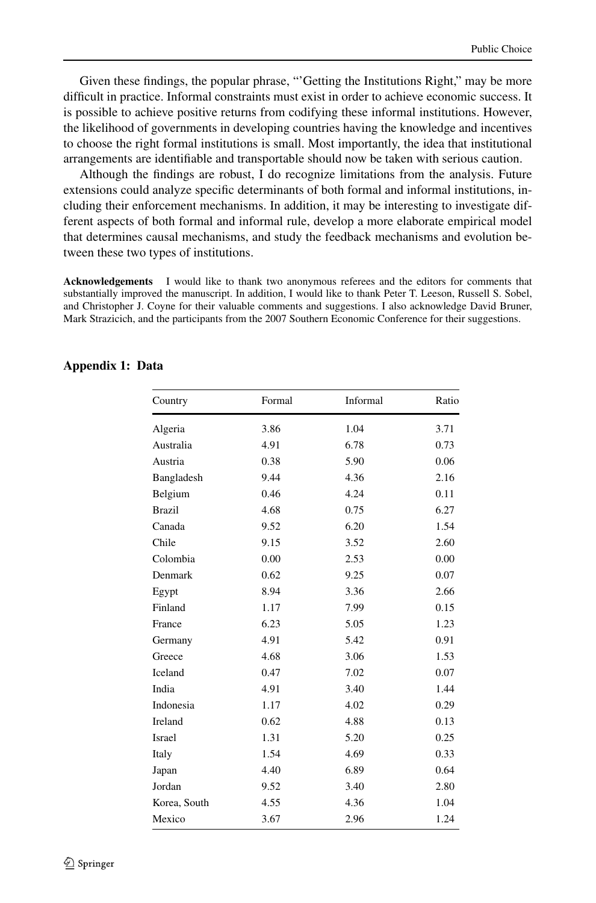Given these findings, the popular phrase, "'Getting the Institutions Right," may be more difficult in practice. Informal constraints must exist in order to achieve economic success. It is possible to achieve positive returns from codifying these informal institutions. However, the likelihood of governments in developing countries having the knowledge and incentives to choose the right formal institutions is small. Most importantly, the idea that institutional arrangements are identifiable and transportable should now be taken with serious caution.

Although the findings are robust, I do recognize limitations from the analysis. Future extensions could analyze specific determinants of both formal and informal institutions, including their enforcement mechanisms. In addition, it may be interesting to investigate different aspects of both formal and informal rule, develop a more elaborate empirical model that determines causal mechanisms, and study the feedback mechanisms and evolution between these two types of institutions.

**Acknowledgements** I would like to thank two anonymous referees and the editors for comments that substantially improved the manuscript. In addition, I would like to thank Peter T. Leeson, Russell S. Sobel, and Christopher J. Coyne for their valuable comments and suggestions. I also acknowledge David Bruner, Mark Strazicich, and the participants from the 2007 Southern Economic Conference for their suggestions.

## Appendix 1: Data

| Country | Formal | Informal | Ratio |
|---|---|---|---|
| Algeria | 3.86 | 1.04 | 3.71 |
| Australia | 4.91 | 6.78 | 0.73 |
| Austria | 0.38 | 5.90 | 0.06 |
| Bangladesh | 9.44 | 4.36 | 2.16 |
| Belgium | 0.46 | 4.24 | 0.11 |
| Brazil | 4.68 | 0.75 | 6.27 |
| Canada | 9.52 | 6.20 | 1.54 |
| Chile | 9.15 | 3.52 | 2.60 |
| Colombia | 0.00 | 2.53 | 0.00 |
| Denmark | 0.62 | 9.25 | 0.07 |
| Egypt | 8.94 | 3.36 | 2.66 |
| Finland | 1.17 | 7.99 | 0.15 |
| France | 6.23 | 5.05 | 1.23 |
| Germany | 4.91 | 5.42 | 0.91 |
| Greece | 4.68 | 3.06 | 1.53 |
| Iceland | 0.47 | 7.02 | 0.07 |
| India | 4.91 | 3.40 | 1.44 |
| Indonesia | 1.17 | 4.02 | 0.29 |
| Ireland | 0.62 | 4.88 | 0.13 |
| Israel | 1.31 | 5.20 | 0.25 |
| Italy | 1.54 | 4.69 | 0.33 |
| Japan | 4.40 | 6.89 | 0.64 |
| Jordan | 9.52 | 3.40 | 2.80 |
| Korea, South | 4.55 | 4.36 | 1.04 |
| Mexico | 3.67 | 2.96 | 1.24 |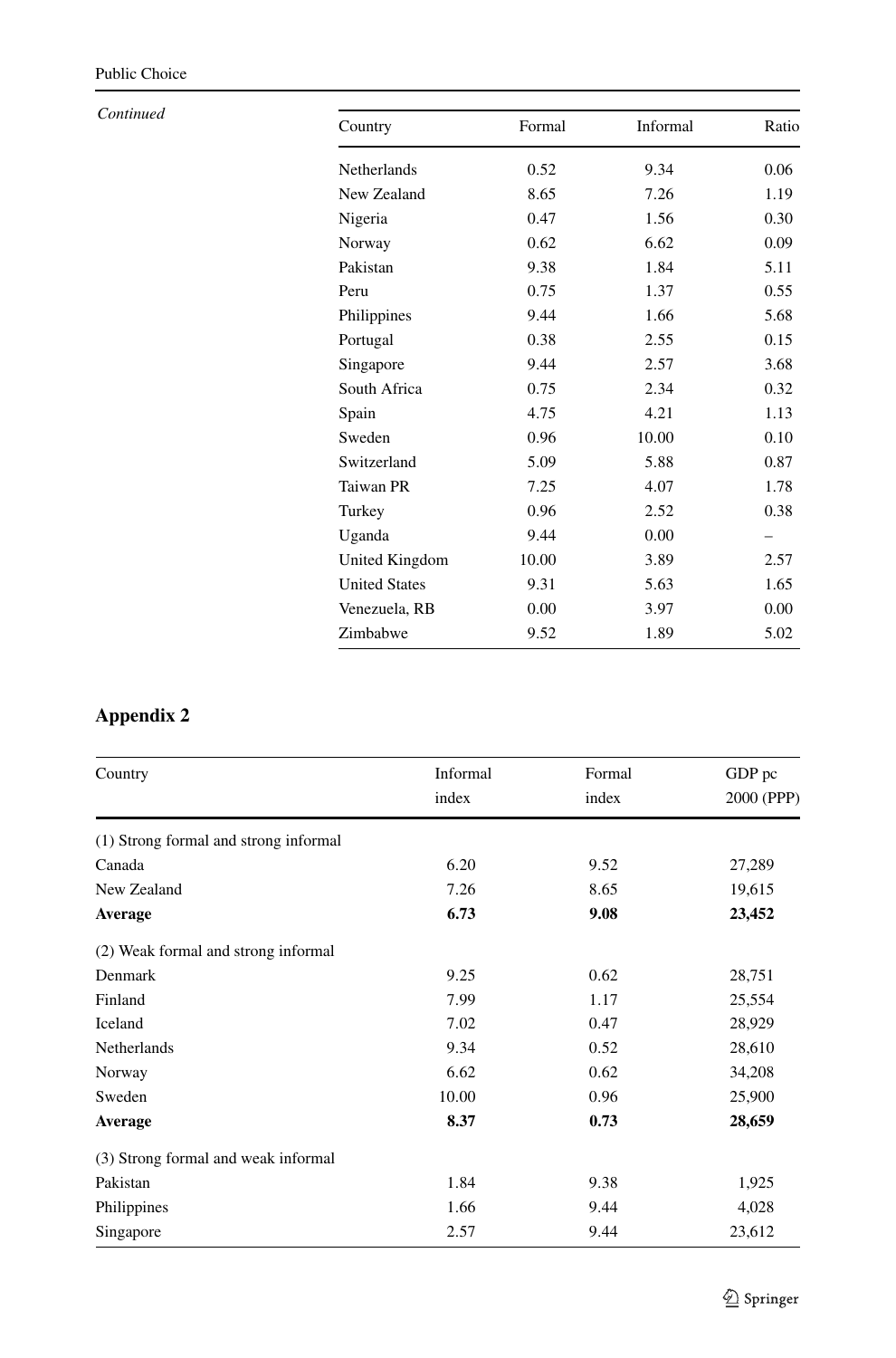*Continued*

| Country | Formal | Informal | Ratio |
|---|---|---|---|
| Netherlands | 0.52 | 9.34 | 0.06 |
| New Zealand | 8.65 | 7.26 | 1.19 |
| Nigeria | 0.47 | 1.56 | 0.30 |
| Norway | 0.62 | 6.62 | 0.09 |
| Pakistan | 9.38 | 1.84 | 5.11 |
| Peru | 0.75 | 1.37 | 0.55 |
| Philippines | 9.44 | 1.66 | 5.68 |
| Portugal | 0.38 | 2.55 | 0.15 |
| Singapore | 9.44 | 2.57 | 3.68 |
| South Africa | 0.75 | 2.34 | 0.32 |
| Spain | 4.75 | 4.21 | 1.13 |
| Sweden | 0.96 | 10.00 | 0.10 |
| Switzerland | 5.09 | 5.88 | 0.87 |
| Taiwan PR | 7.25 | 4.07 | 1.78 |
| Turkey | 0.96 | 2.52 | 0.38 |
| Uganda | 9.44 | 0.00 | – |
| United Kingdom | 10.00 | 3.89 | 2.57 |
| United States | 9.31 | 5.63 | 1.65 |
| Venezuela, RB | 0.00 | 3.97 | 0.00 |
| Zimbabwe | 9.52 | 1.89 | 5.02 |

## Appendix 2

| Country | Informal index | Formal index | GDP pc 2000 (PPP) |
|---|---|---|---|
| (1) Strong formal and strong informal | | | |
| Canada | 6.20 | 9.52 | 27,289 |
| New Zealand | 7.26 | 8.65 | 19,615 |
| **Average** | **6.73** | **9.08** | **23,452** |
| (2) Weak formal and strong informal | | | |
| Denmark | 9.25 | 0.62 | 28,751 |
| Finland | 7.99 | 1.17 | 25,554 |
| Iceland | 7.02 | 0.47 | 28,929 |
| Netherlands | 9.34 | 0.52 | 28,610 |
| Norway | 6.62 | 0.62 | 34,208 |
| Sweden | 10.00 | 0.96 | 25,900 |
| **Average** | **8.37** | **0.73** | **28,659** |
| (3) Strong formal and weak informal | | | |
| Pakistan | 1.84 | 9.38 | 1,925 |
| Philippines | 1.66 | 9.44 | 4,028 |
| Singapore | 2.57 | 9.44 | 23,612 |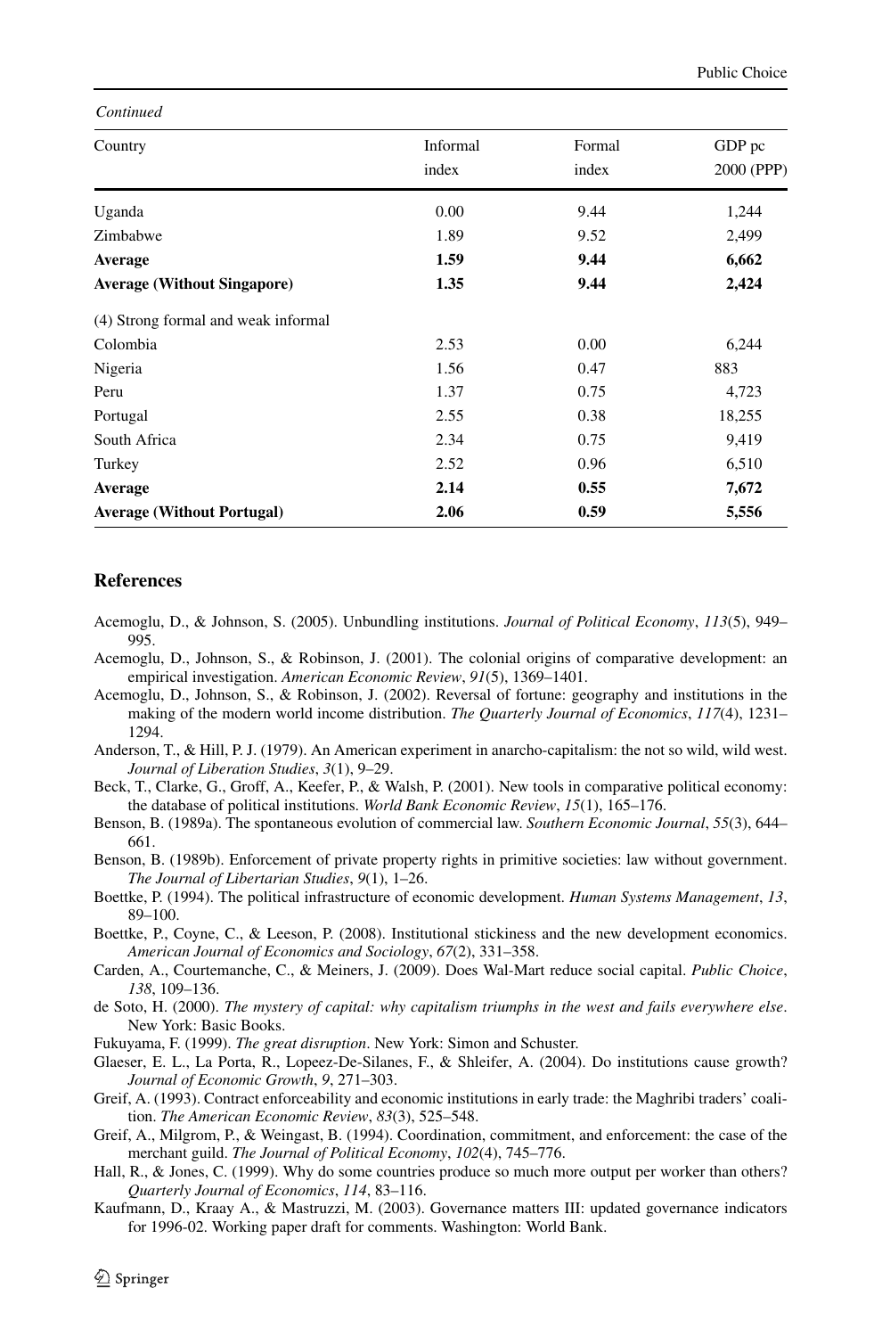*Continued*

| Country | Informal index | Formal index | GDP pc 2000 (PPP) |
|---|---|---|---|
| Uganda | 0.00 | 9.44 | 1,244 |
| Zimbabwe | 1.89 | 9.52 | 2,499 |
| **Average** | **1.59** | **9.44** | **6,662** |
| **Average (Without Singapore)** | **1.35** | **9.44** | **2,424** |
| (4) Strong formal and weak informal | | | |
| Colombia | 2.53 | 0.00 | 6,244 |
| Nigeria | 1.56 | 0.47 | 883 |
| Peru | 1.37 | 0.75 | 4,723 |
| Portugal | 2.55 | 0.38 | 18,255 |
| South Africa | 2.34 | 0.75 | 9,419 |
| Turkey | 2.52 | 0.96 | 6,510 |
| **Average** | **2.14** | **0.55** | **7,672** |
| **Average (Without Portugal)** | **2.06** | **0.59** | **5,556** |

## References

Acemoglu, D., & Johnson, S. (2005). Unbundling institutions. *Journal of Political Economy*, *113*(5), 949–995.

Acemoglu, D., Johnson, S., & Robinson, J. (2001). The colonial origins of comparative development: an empirical investigation. *American Economic Review*, *91*(5), 1369–1401.

Acemoglu, D., Johnson, S., & Robinson, J. (2002). Reversal of fortune: geography and institutions in the making of the modern world income distribution. *The Quarterly Journal of Economics*, *117*(4), 1231–1294.

Anderson, T., & Hill, P. J. (1979). An American experiment in anarcho-capitalism: the not so wild, wild west. *Journal of Liberation Studies*, *3*(1), 9–29.

Beck, T., Clarke, G., Groff, A., Keefer, P., & Walsh, P. (2001). New tools in comparative political economy: the database of political institutions. *World Bank Economic Review*, *15*(1), 165–176.

Benson, B. (1989a). The spontaneous evolution of commercial law. *Southern Economic Journal*, *55*(3), 644–661.

Benson, B. (1989b). Enforcement of private property rights in primitive societies: law without government. *The Journal of Libertarian Studies*, *9*(1), 1–26.

Boettke, P. (1994). The political infrastructure of economic development. *Human Systems Management*, *13*, 89–100.

Boettke, P., Coyne, C., & Leeson, P. (2008). Institutional stickiness and the new development economics. *American Journal of Economics and Sociology*, *67*(2), 331–358.

Carden, A., Courtemanche, C., & Meiners, J. (2009). Does Wal-Mart reduce social capital. *Public Choice*, *138*, 109–136.

de Soto, H. (2000). *The mystery of capital: why capitalism triumphs in the west and fails everywhere else*. New York: Basic Books.

Fukuyama, F. (1999). *The great disruption*. New York: Simon and Schuster.

Glaeser, E. L., La Porta, R., Lopeez-De-Silanes, F., & Shleifer, A. (2004). Do institutions cause growth? *Journal of Economic Growth*, *9*, 271–303.

Greif, A. (1993). Contract enforceability and economic institutions in early trade: the Maghribi traders' coalition. *The American Economic Review*, *83*(3), 525–548.

Greif, A., Milgrom, P., & Weingast, B. (1994). Coordination, commitment, and enforcement: the case of the merchant guild. *The Journal of Political Economy*, *102*(4), 745–776.

Hall, R., & Jones, C. (1999). Why do some countries produce so much more output per worker than others? *Quarterly Journal of Economics*, *114*, 83–116.

Kaufmann, D., Kraay A., & Mastruzzi, M. (2003). Governance matters III: updated governance indicators for 1996-02. Working paper draft for comments. Washington: World Bank.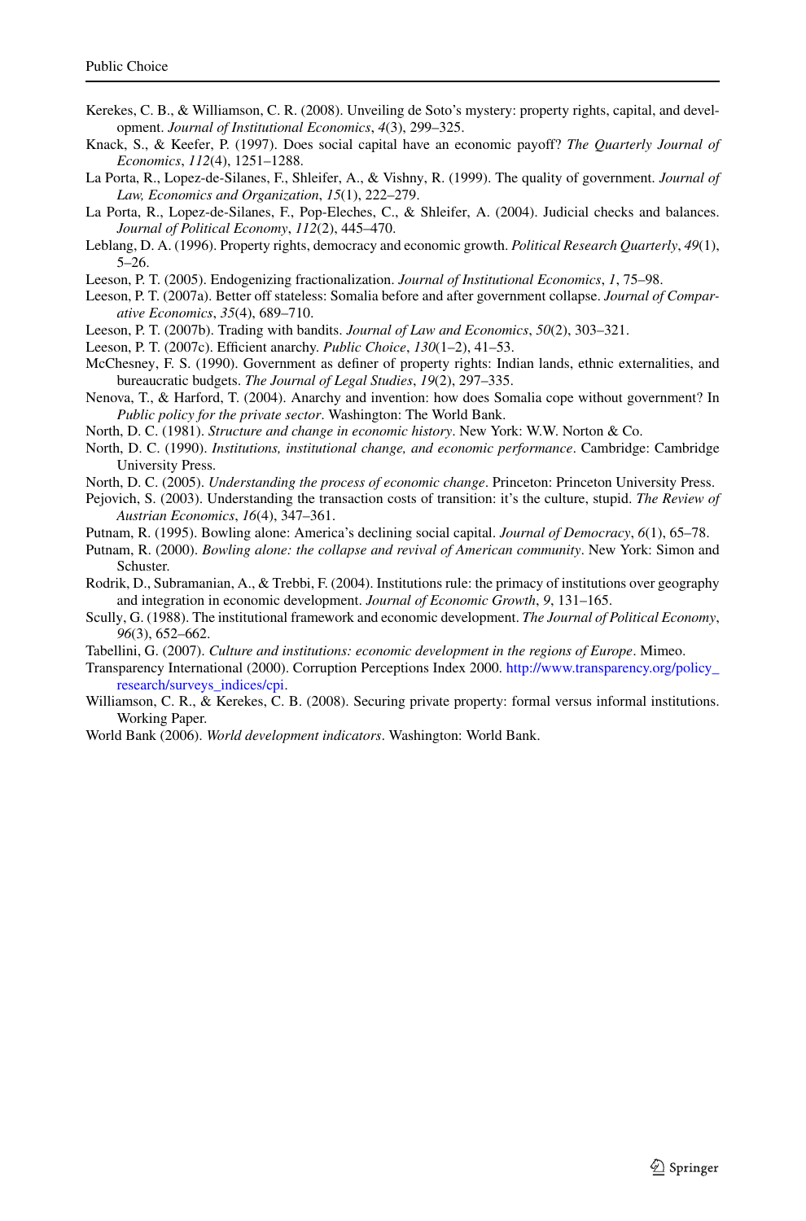Kerekes, C. B., & Williamson, C. R. (2008). Unveiling de Soto's mystery: property rights, capital, and development. *Journal of Institutional Economics*, *4*(3), 299–325.

Knack, S., & Keefer, P. (1997). Does social capital have an economic payoff? *The Quarterly Journal of Economics*, *112*(4), 1251–1288.

La Porta, R., Lopez-de-Silanes, F., Shleifer, A., & Vishny, R. (1999). The quality of government. *Journal of Law, Economics and Organization*, *15*(1), 222–279.

La Porta, R., Lopez-de-Silanes, F., Pop-Eleches, C., & Shleifer, A. (2004). Judicial checks and balances. *Journal of Political Economy*, *112*(2), 445–470.

Leblang, D. A. (1996). Property rights, democracy and economic growth. *Political Research Quarterly*, *49*(1), 5–26.

Leeson, P. T. (2005). Endogenizing fractionalization. *Journal of Institutional Economics*, *1*, 75–98.

Leeson, P. T. (2007a). Better off stateless: Somalia before and after government collapse. *Journal of Comparative Economics*, *35*(4), 689–710.

Leeson, P. T. (2007b). Trading with bandits. *Journal of Law and Economics*, *50*(2), 303–321.

Leeson, P. T. (2007c). Efficient anarchy. *Public Choice*, *130*(1–2), 41–53.

McChesney, F. S. (1990). Government as definer of property rights: Indian lands, ethnic externalities, and bureaucratic budgets. *The Journal of Legal Studies*, *19*(2), 297–335.

Nenova, T., & Harford, T. (2004). Anarchy and invention: how does Somalia cope without government? In *Public policy for the private sector*. Washington: The World Bank.

North, D. C. (1981). *Structure and change in economic history*. New York: W.W. Norton & Co.

North, D. C. (1990). *Institutions, institutional change, and economic performance*. Cambridge: Cambridge University Press.

North, D. C. (2005). *Understanding the process of economic change*. Princeton: Princeton University Press.

Pejovich, S. (2003). Understanding the transaction costs of transition: it's the culture, stupid. *The Review of Austrian Economics*, *16*(4), 347–361.

Putnam, R. (1995). Bowling alone: America's declining social capital. *Journal of Democracy*, *6*(1), 65–78.

Putnam, R. (2000). *Bowling alone: the collapse and revival of American community*. New York: Simon and Schuster.

Rodrik, D., Subramanian, A., & Trebbi, F. (2004). Institutions rule: the primacy of institutions over geography and integration in economic development. *Journal of Economic Growth*, *9*, 131–165.

Scully, G. (1988). The institutional framework and economic development. *The Journal of Political Economy*, *96*(3), 652–662.

Tabellini, G. (2007). *Culture and institutions: economic development in the regions of Europe*. Mimeo.

Transparency International (2000). Corruption Perceptions Index 2000. http://www.transparency.org/policy_research/surveys_indices/cpi.

Williamson, C. R., & Kerekes, C. B. (2008). Securing private property: formal versus informal institutions. Working Paper.

World Bank (2006). *World development indicators*. Washington: World Bank.